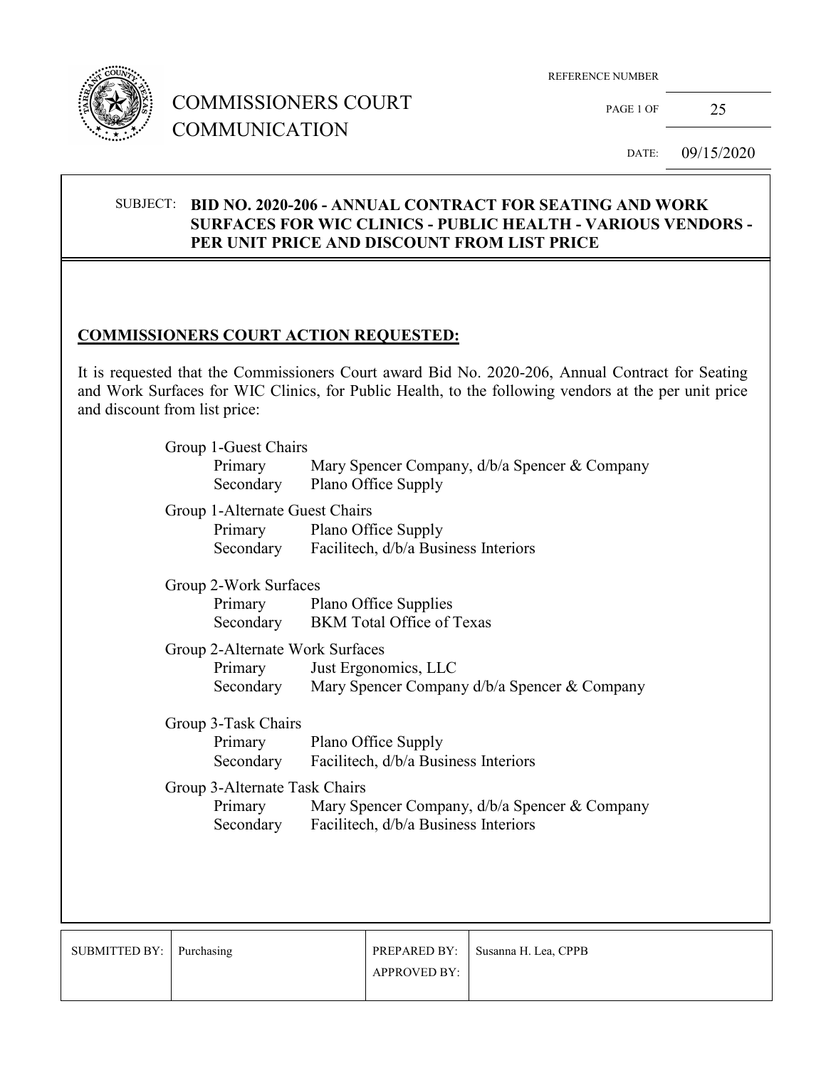# COMMISSIONERS COURT COMMUNICATION

REFERENCE NUMBER

PAGE 1 OF 25

DATE: 09/15/2020

SUBJECT: **BID NO. 2020-206 - ANNUAL CONTRACT FOR SEATING AND WORK SURFACES FOR WIC CLINICS - PUBLIC HEALTH - VARIOUS VENDORS - PER UNIT PRICE AND DISCOUNT FROM LIST PRICE**

## COMMISSIONERS COURT ACTION REQUESTED:

It is requested that the Commissioners Court award Bid No. 2020-206, Annual Contract for Seating and Work Surfaces for WIC Clinics, for Public Health, to the following vendors at the per unit price and discount from list price:

Group 1-Guest Chairs
- Primary: Mary Spencer Company, d/b/a Spencer & Company
- Secondary: Plano Office Supply

Group 1-Alternate Guest Chairs
- Primary: Plano Office Supply
- Secondary: Facilitech, d/b/a Business Interiors

Group 2-Work Surfaces
- Primary: Plano Office Supplies
- Secondary: BKM Total Office of Texas

Group 2-Alternate Work Surfaces
- Primary: Just Ergonomics, LLC
- Secondary: Mary Spencer Company d/b/a Spencer & Company

Group 3-Task Chairs
- Primary: Plano Office Supply
- Secondary: Facilitech, d/b/a Business Interiors

Group 3-Alternate Task Chairs
- Primary: Mary Spencer Company, d/b/a Spencer & Company
- Secondary: Facilitech, d/b/a Business Interiors

| SUBMITTED BY: | Purchasing | PREPARED BY: | Susanna H. Lea, CPPB |
|---|---|---|---|
| | | APPROVED BY: | |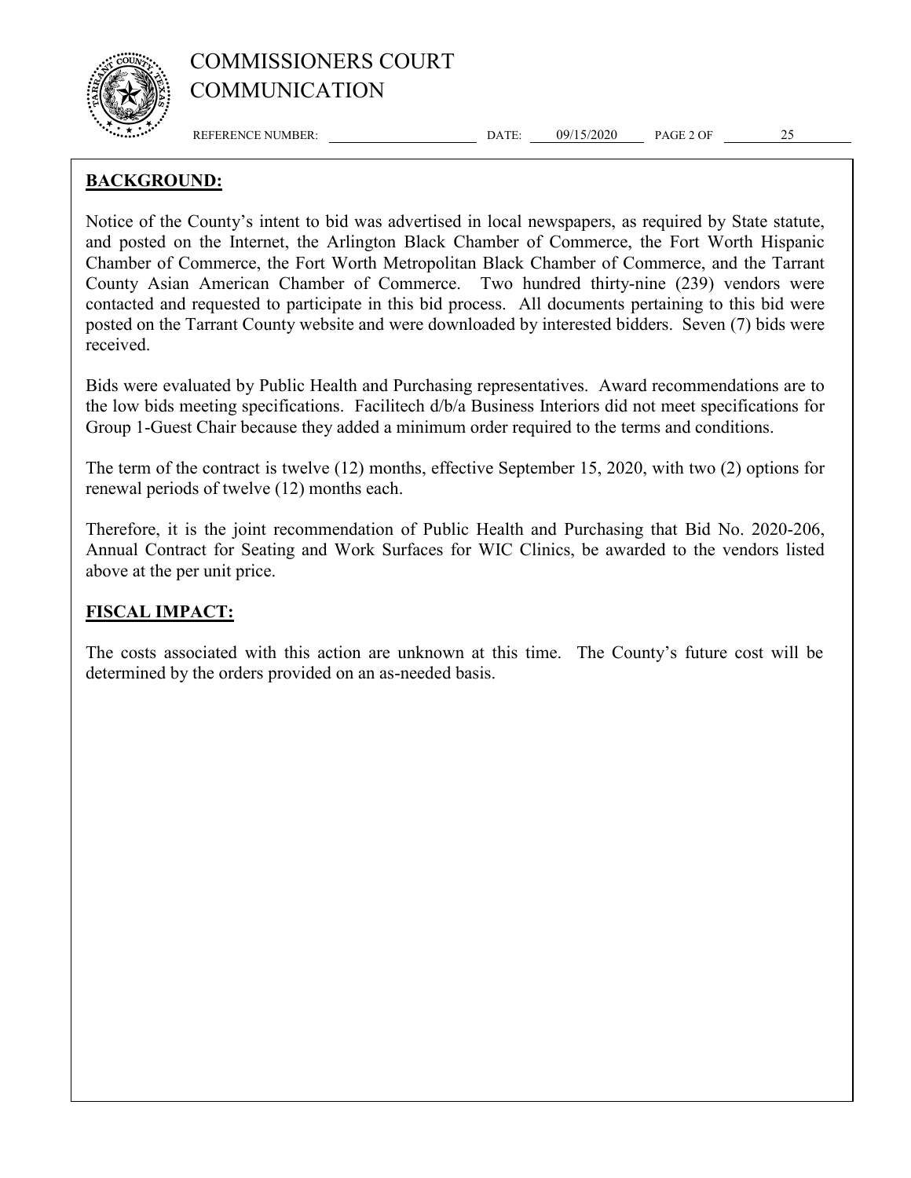## BACKGROUND:

Notice of the County's intent to bid was advertised in local newspapers, as required by State statute, and posted on the Internet, the Arlington Black Chamber of Commerce, the Fort Worth Hispanic Chamber of Commerce, the Fort Worth Metropolitan Black Chamber of Commerce, and the Tarrant County Asian American Chamber of Commerce. Two hundred thirty-nine (239) vendors were contacted and requested to participate in this bid process. All documents pertaining to this bid were posted on the Tarrant County website and were downloaded by interested bidders. Seven (7) bids were received.

Bids were evaluated by Public Health and Purchasing representatives. Award recommendations are to the low bids meeting specifications. Facilitech d/b/a Business Interiors did not meet specifications for Group 1-Guest Chair because they added a minimum order required to the terms and conditions.

The term of the contract is twelve (12) months, effective September 15, 2020, with two (2) options for renewal periods of twelve (12) months each.

Therefore, it is the joint recommendation of Public Health and Purchasing that Bid No. 2020-206, Annual Contract for Seating and Work Surfaces for WIC Clinics, be awarded to the vendors listed above at the per unit price.

## FISCAL IMPACT:

The costs associated with this action are unknown at this time. The County's future cost will be determined by the orders provided on an as-needed basis.